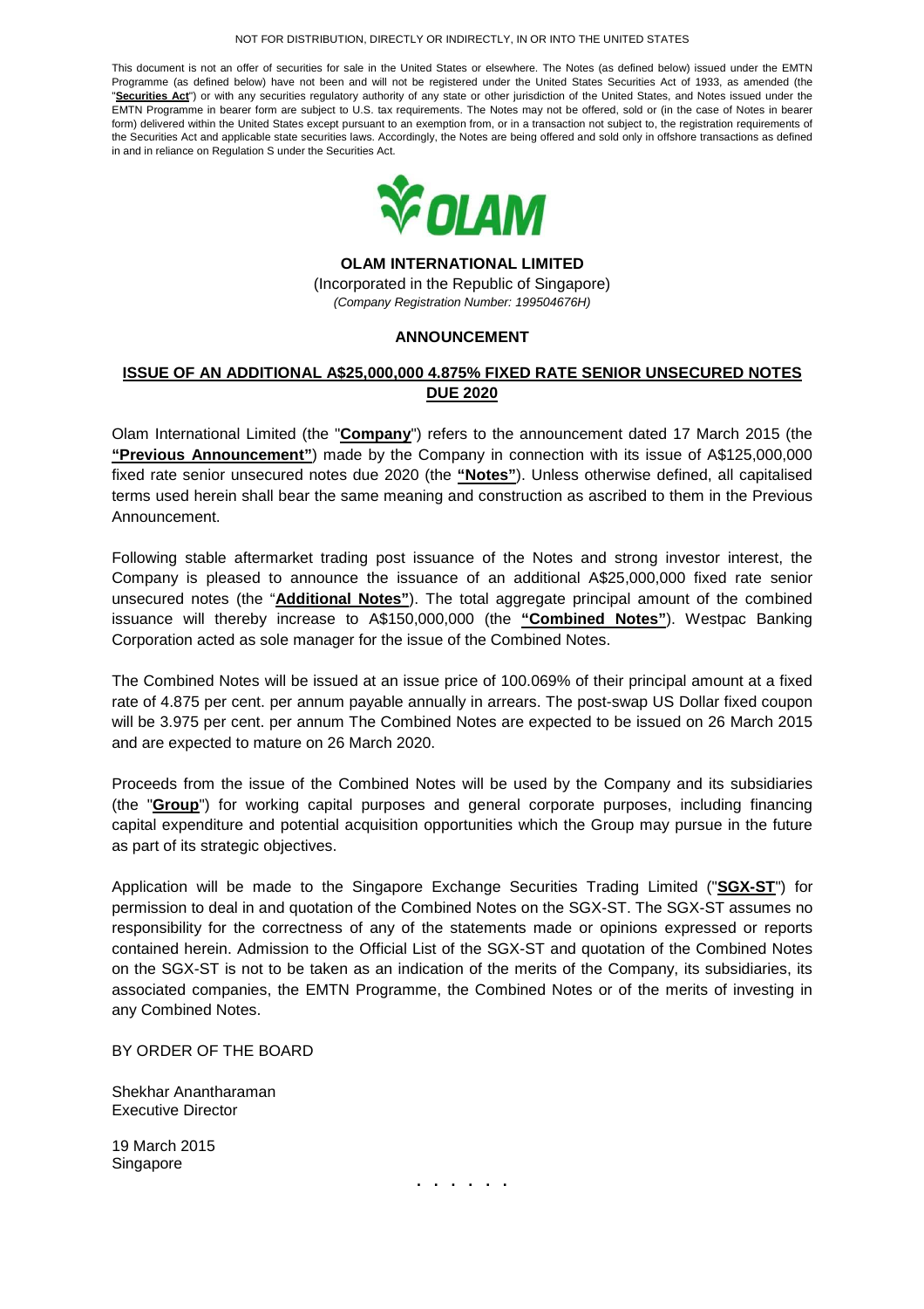NOT FOR DISTRIBUTION, DIRECTLY OR INDIRECTLY, IN OR INTO THE UNITED STATES

This document is not an offer of securities for sale in the United States or elsewhere. The Notes (as defined below) issued under the EMTN Programme (as defined below) have not been and will not be registered under the United States Securities Act of 1933, as amended (the "**Securities Act**") or with any securities regulatory authority of any state or other jurisdiction of the United States, and Notes issued under the EMTN Programme in bearer form are subject to U.S. tax requirements. The Notes may not be offered, sold or (in the case of Notes in bearer form) delivered within the United States except pursuant to an exemption from, or in a transaction not subject to, the registration requirements of the Securities Act and applicable state securities laws. Accordingly, the Notes are being offered and sold only in offshore transactions as defined in and in reliance on Regulation S under the Securities Act.

OLAM

**OLAM INTERNATIONAL LIMITED**

(Incorporated in the Republic of Singapore)

*(Company Registration Number: 199504676H)*

**ANNOUNCEMENT**

**ISSUE OF AN ADDITIONAL A$25,000,000 4.875% FIXED RATE SENIOR UNSECURED NOTES DUE 2020**

Olam International Limited (the "**Company**") refers to the announcement dated 17 March 2015 (the **"Previous Announcement"**) made by the Company in connection with its issue of A$125,000,000 fixed rate senior unsecured notes due 2020 (the **"Notes"**). Unless otherwise defined, all capitalised terms used herein shall bear the same meaning and construction as ascribed to them in the Previous Announcement.

Following stable aftermarket trading post issuance of the Notes and strong investor interest, the Company is pleased to announce the issuance of an additional A$25,000,000 fixed rate senior unsecured notes (the "**Additional Notes"**). The total aggregate principal amount of the combined issuance will thereby increase to A$150,000,000 (the **"Combined Notes"**). Westpac Banking Corporation acted as sole manager for the issue of the Combined Notes.

The Combined Notes will be issued at an issue price of 100.069% of their principal amount at a fixed rate of 4.875 per cent. per annum payable annually in arrears. The post-swap US Dollar fixed coupon will be 3.975 per cent. per annum The Combined Notes are expected to be issued on 26 March 2015 and are expected to mature on 26 March 2020.

Proceeds from the issue of the Combined Notes will be used by the Company and its subsidiaries (the "**Group**") for working capital purposes and general corporate purposes, including financing capital expenditure and potential acquisition opportunities which the Group may pursue in the future as part of its strategic objectives.

Application will be made to the Singapore Exchange Securities Trading Limited ("**SGX-ST**") for permission to deal in and quotation of the Combined Notes on the SGX-ST. The SGX-ST assumes no responsibility for the correctness of any of the statements made or opinions expressed or reports contained herein. Admission to the Official List of the SGX-ST and quotation of the Combined Notes on the SGX-ST is not to be taken as an indication of the merits of the Company, its subsidiaries, its associated companies, the EMTN Programme, the Combined Notes or of the merits of investing in any Combined Notes.

BY ORDER OF THE BOARD

Shekhar Anantharaman
Executive Director

19 March 2015
Singapore

. . . . . .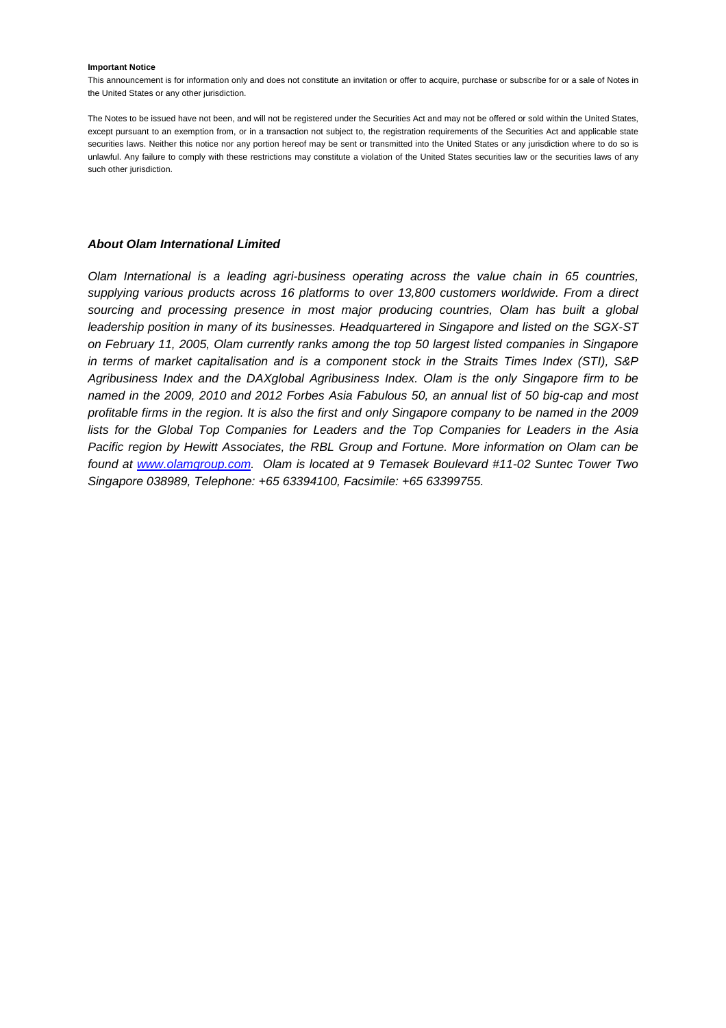**Important Notice**

This announcement is for information only and does not constitute an invitation or offer to acquire, purchase or subscribe for or a sale of Notes in the United States or any other jurisdiction.

The Notes to be issued have not been, and will not be registered under the Securities Act and may not be offered or sold within the United States, except pursuant to an exemption from, or in a transaction not subject to, the registration requirements of the Securities Act and applicable state securities laws. Neither this notice nor any portion hereof may be sent or transmitted into the United States or any jurisdiction where to do so is unlawful. Any failure to comply with these restrictions may constitute a violation of the United States securities law or the securities laws of any such other jurisdiction.

***About Olam International Limited***

*Olam International is a leading agri-business operating across the value chain in 65 countries, supplying various products across 16 platforms to over 13,800 customers worldwide. From a direct sourcing and processing presence in most major producing countries, Olam has built a global leadership position in many of its businesses. Headquartered in Singapore and listed on the SGX-ST on February 11, 2005, Olam currently ranks among the top 50 largest listed companies in Singapore in terms of market capitalisation and is a component stock in the Straits Times Index (STI), S&P Agribusiness Index and the DAXglobal Agribusiness Index. Olam is the only Singapore firm to be named in the 2009, 2010 and 2012 Forbes Asia Fabulous 50, an annual list of 50 big-cap and most profitable firms in the region. It is also the first and only Singapore company to be named in the 2009 lists for the Global Top Companies for Leaders and the Top Companies for Leaders in the Asia Pacific region by Hewitt Associates, the RBL Group and Fortune. More information on Olam can be found at www.olamgroup.com. Olam is located at 9 Temasek Boulevard #11-02 Suntec Tower Two Singapore 038989, Telephone: +65 63394100, Facsimile: +65 63399755.*